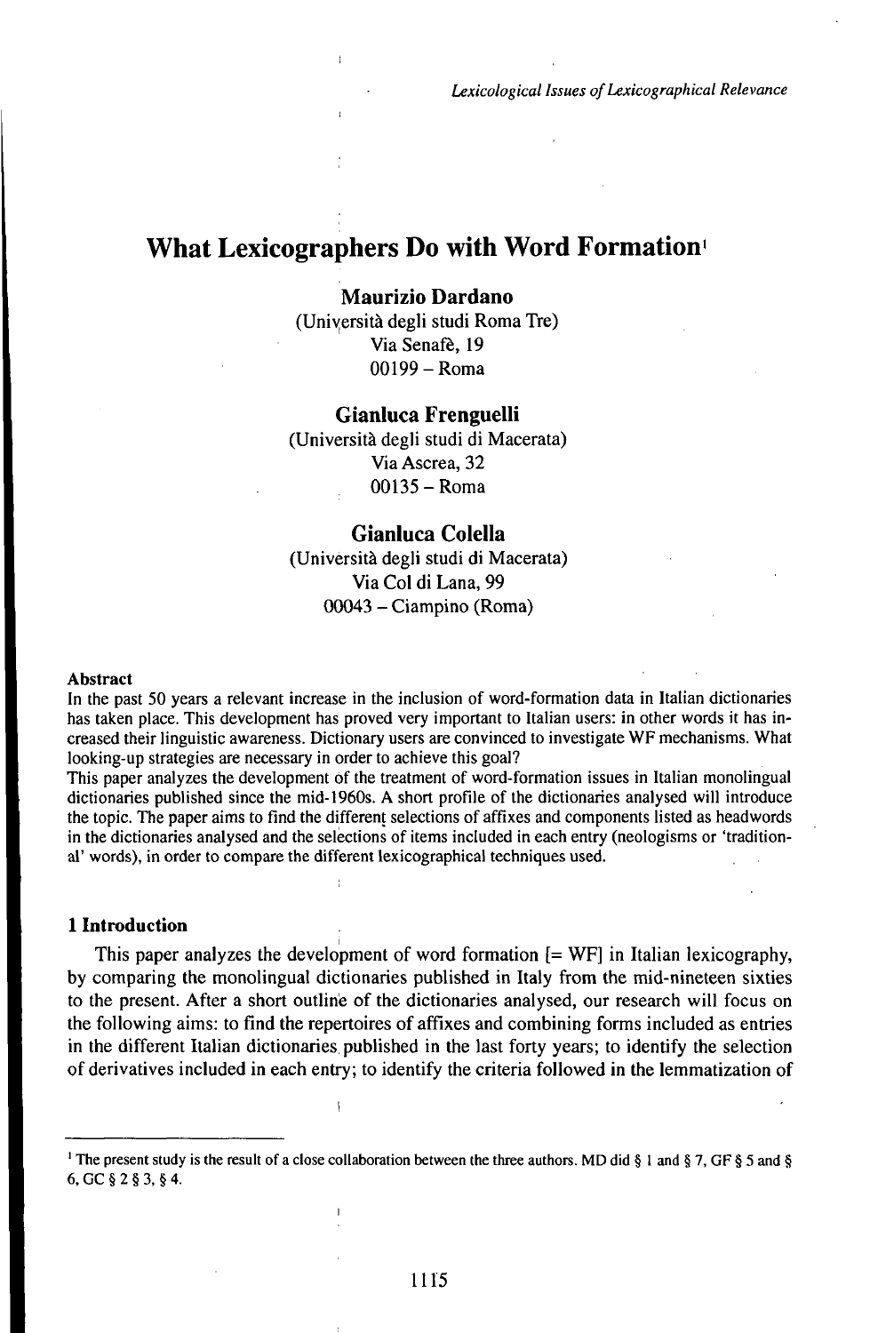# What Lexicographers Do with Word Formation[1]

**Maurizio Dardano**
(Università degli studi Roma Tre)
Via Senafè, 19
00199 – Roma

**Gianluca Frenguelli**
(Università degli studi di Macerata)
Via Ascrea, 32
00135 – Roma

**Gianluca Colella**
(Università degli studi di Macerata)
Via Col di Lana, 99
00043 – Ciampino (Roma)

#### Abstract

In the past 50 years a relevant increase in the inclusion of word-formation data in Italian dictionaries has taken place. This development has proved very important to Italian users: in other words it has increased their linguistic awareness. Dictionary users are convinced to investigate WF mechanisms. What looking-up strategies are necessary in order to achieve this goal?

This paper analyzes the development of the treatment of word-formation issues in Italian monolingual dictionaries published since the mid-1960s. A short profile of the dictionaries analysed will introduce the topic. The paper aims to find the different selections of affixes and components listed as headwords in the dictionaries analysed and the selections of items included in each entry (neologisms or 'traditional' words), in order to compare the different lexicographical techniques used.

## 1 Introduction

This paper analyzes the development of word formation [= WF] in Italian lexicography, by comparing the monolingual dictionaries published in Italy from the mid-nineteen sixties to the present. After a short outline of the dictionaries analysed, our research will focus on the following aims: to find the repertoires of affixes and combining forms included as entries in the different Italian dictionaries published in the last forty years; to identify the selection of derivatives included in each entry; to identify the criteria followed in the lemmatization of

---

[1] The present study is the result of a close collaboration between the three authors. MD did § 1 and § 7, GF § 5 and § 6, GC § 2 § 3, § 4.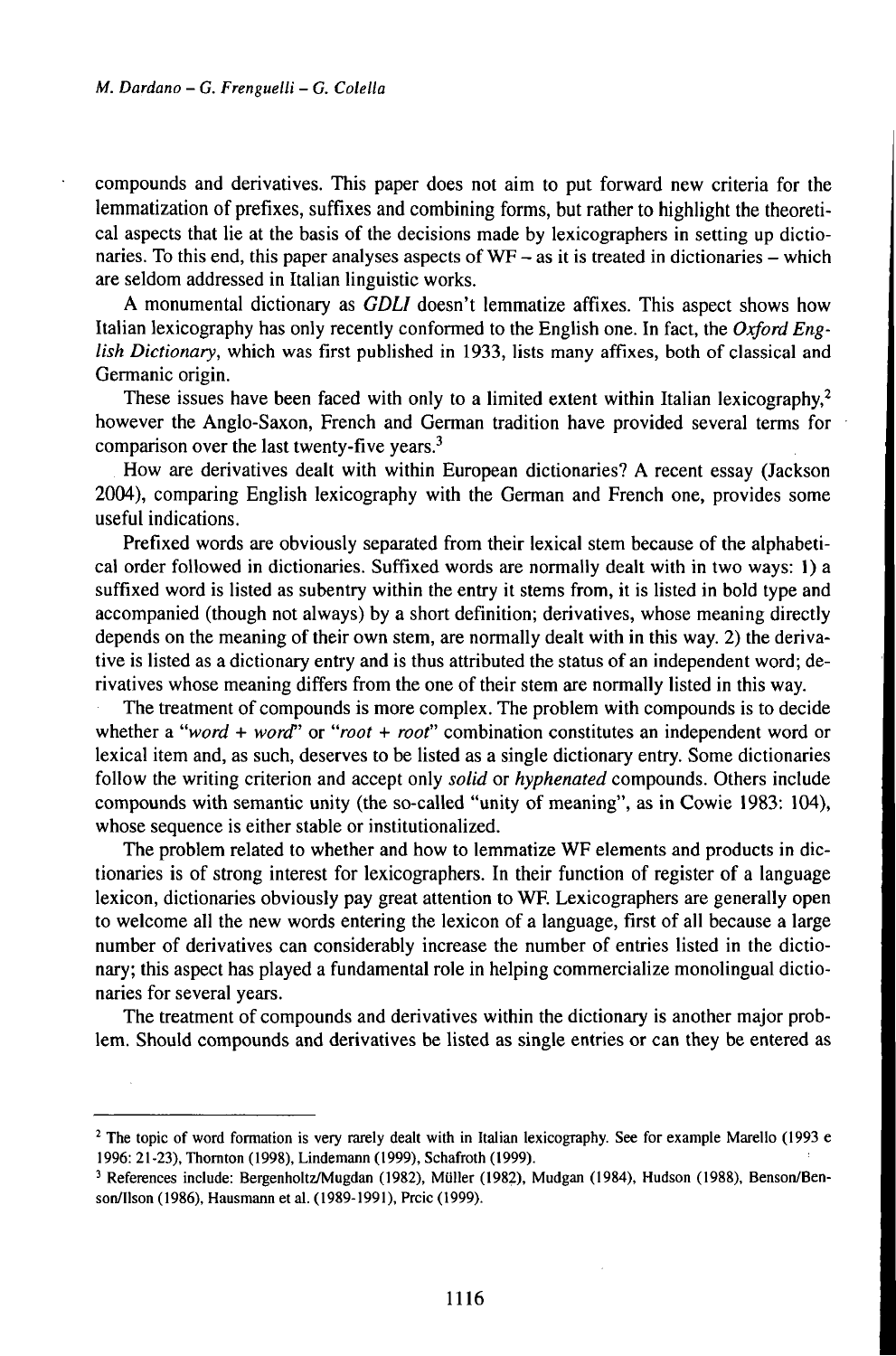compounds and derivatives. This paper does not aim to put forward new criteria for the lemmatization of prefixes, suffixes and combining forms, but rather to highlight the theoretical aspects that lie at the basis of the decisions made by lexicographers in setting up dictionaries. To this end, this paper analyses aspects of WF – as it is treated in dictionaries – which are seldom addressed in Italian linguistic works.

A monumental dictionary as *GDLI* doesn't lemmatize affixes. This aspect shows how Italian lexicography has only recently conformed to the English one. In fact, the *Oxford English Dictionary*, which was first published in 1933, lists many affixes, both of classical and Germanic origin.

These issues have been faced with only to a limited extent within Italian lexicography,[2] however the Anglo-Saxon, French and German tradition have provided several terms for comparison over the last twenty-five years.[3]

How are derivatives dealt with within European dictionaries? A recent essay (Jackson 2004), comparing English lexicography with the German and French one, provides some useful indications.

Prefixed words are obviously separated from their lexical stem because of the alphabetical order followed in dictionaries. Suffixed words are normally dealt with in two ways: 1) a suffixed word is listed as subentry within the entry it stems from, it is listed in bold type and accompanied (though not always) by a short definition; derivatives, whose meaning directly depends on the meaning of their own stem, are normally dealt with in this way. 2) the derivative is listed as a dictionary entry and is thus attributed the status of an independent word; derivatives whose meaning differs from the one of their stem are normally listed in this way.

The treatment of compounds is more complex. The problem with compounds is to decide whether a "*word + word*" or "*root + root*" combination constitutes an independent word or lexical item and, as such, deserves to be listed as a single dictionary entry. Some dictionaries follow the writing criterion and accept only *solid* or *hyphenated* compounds. Others include compounds with semantic unity (the so-called "unity of meaning", as in Cowie 1983: 104), whose sequence is either stable or institutionalized.

The problem related to whether and how to lemmatize WF elements and products in dictionaries is of strong interest for lexicographers. In their function of register of a language lexicon, dictionaries obviously pay great attention to WF. Lexicographers are generally open to welcome all the new words entering the lexicon of a language, first of all because a large number of derivatives can considerably increase the number of entries listed in the dictionary; this aspect has played a fundamental role in helping commercialize monolingual dictionaries for several years.

The treatment of compounds and derivatives within the dictionary is another major problem. Should compounds and derivatives be listed as single entries or can they be entered as

---

[2] The topic of word formation is very rarely dealt with in Italian lexicography. See for example Marello (1993 e 1996: 21-23), Thornton (1998), Lindemann (1999), Schafroth (1999).

[3] References include: Bergenholtz/Mugdan (1982), Müller (1982), Mudgan (1984), Hudson (1988), Benson/Benson/Ilson (1986), Hausmann et al. (1989-1991), Prcic (1999).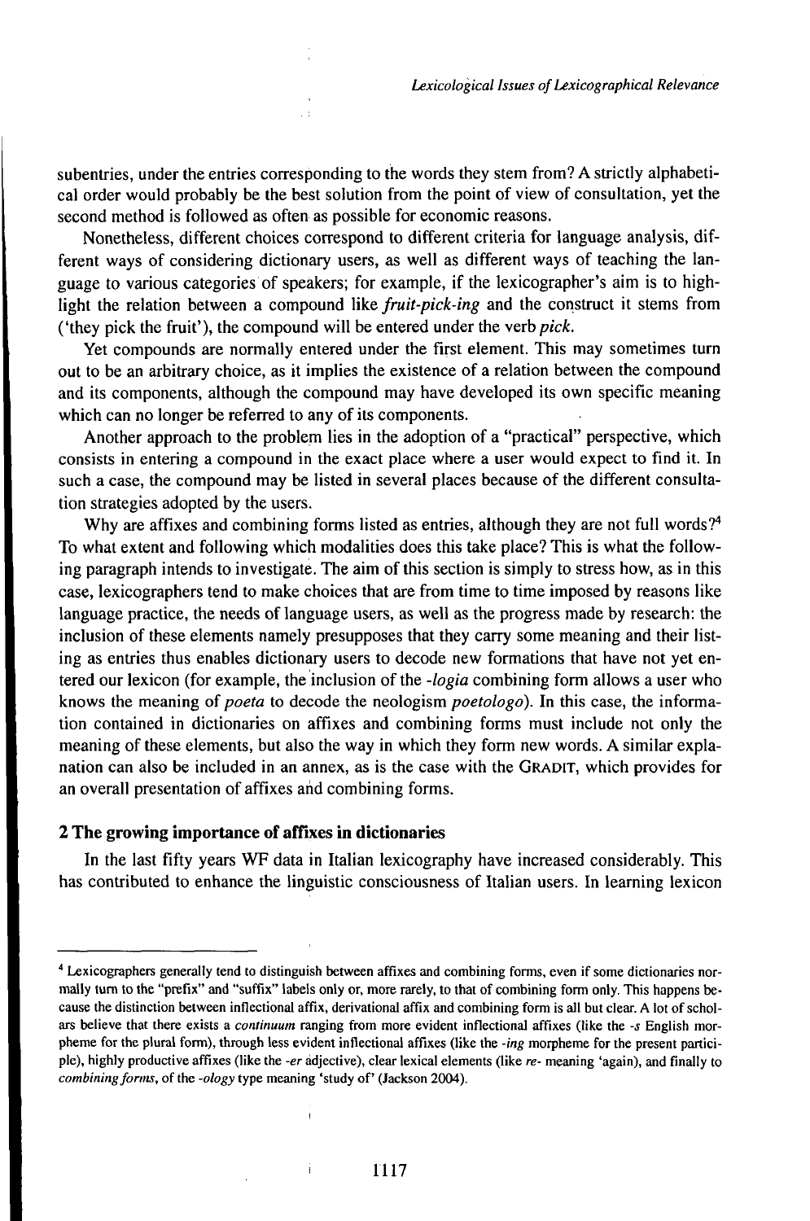subentries, under the entries corresponding to the words they stem from? A strictly alphabetical order would probably be the best solution from the point of view of consultation, yet the second method is followed as often as possible for economic reasons.

Nonetheless, different choices correspond to different criteria for language analysis, different ways of considering dictionary users, as well as different ways of teaching the language to various categories of speakers; for example, if the lexicographer's aim is to highlight the relation between a compound like *fruit-pick-ing* and the construct it stems from ('they pick the fruit'), the compound will be entered under the verb *pick*.

Yet compounds are normally entered under the first element. This may sometimes turn out to be an arbitrary choice, as it implies the existence of a relation between the compound and its components, although the compound may have developed its own specific meaning which can no longer be referred to any of its components.

Another approach to the problem lies in the adoption of a "practical" perspective, which consists in entering a compound in the exact place where a user would expect to find it. In such a case, the compound may be listed in several places because of the different consultation strategies adopted by the users.

Why are affixes and combining forms listed as entries, although they are not full words?[4] To what extent and following which modalities does this take place? This is what the following paragraph intends to investigate. The aim of this section is simply to stress how, as in this case, lexicographers tend to make choices that are from time to time imposed by reasons like language practice, the needs of language users, as well as the progress made by research: the inclusion of these elements namely presupposes that they carry some meaning and their listing as entries thus enables dictionary users to decode new formations that have not yet entered our lexicon (for example, the inclusion of the *-logia* combining form allows a user who knows the meaning of *poeta* to decode the neologism *poetologo*). In this case, the information contained in dictionaries on affixes and combining forms must include not only the meaning of these elements, but also the way in which they form new words. A similar explanation can also be included in an annex, as is the case with the GRADIT, which provides for an overall presentation of affixes and combining forms.

## 2 The growing importance of affixes in dictionaries

In the last fifty years WF data in Italian lexicography have increased considerably. This has contributed to enhance the linguistic consciousness of Italian users. In learning lexicon

---

[4] Lexicographers generally tend to distinguish between affixes and combining forms, even if some dictionaries normally turn to the "prefix" and "suffix" labels only or, more rarely, to that of combining form only. This happens because the distinction between inflectional affix, derivational affix and combining form is all but clear. A lot of scholars believe that there exists a *continuum* ranging from more evident inflectional affixes (like the *-s* English morpheme for the plural form), through less evident inflectional affixes (like the *-ing* morpheme for the present participle), highly productive affixes (like the *-er* adjective), clear lexical elements (like *re-* meaning 'again), and finally to *combining forms*, of the *-ology* type meaning 'study of' (Jackson 2004).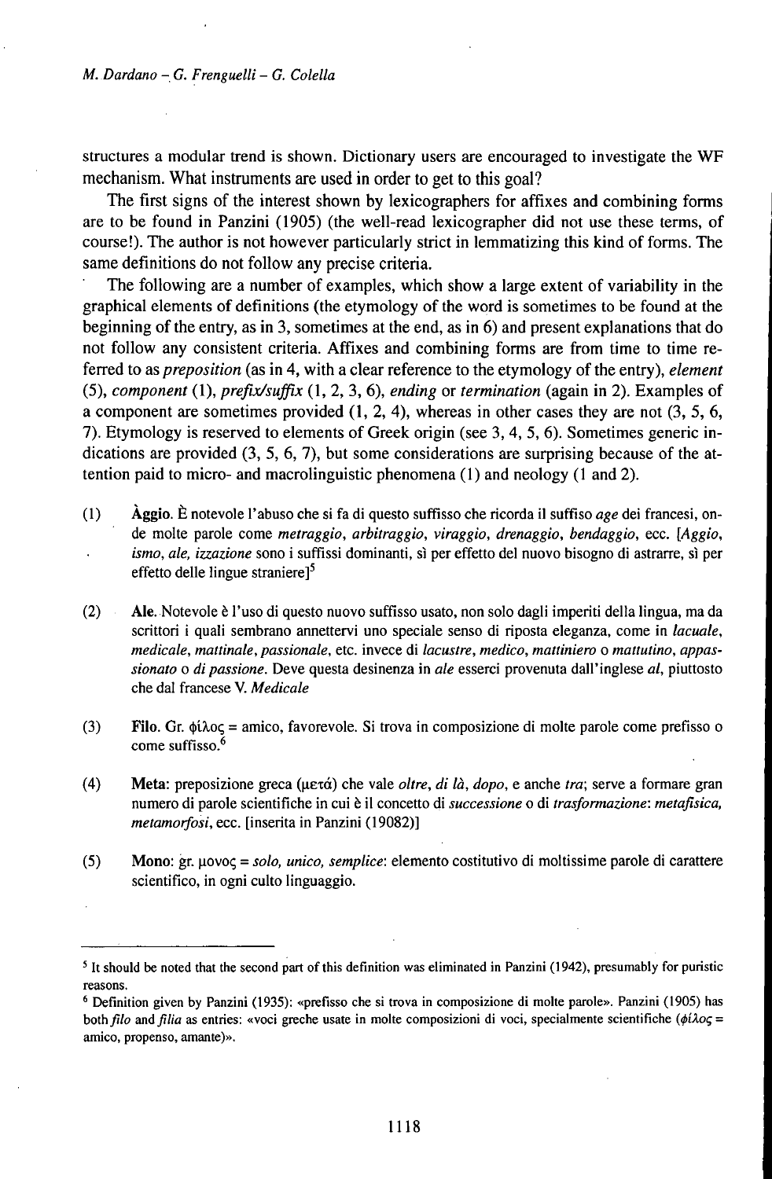structures a modular trend is shown. Dictionary users are encouraged to investigate the WF mechanism. What instruments are used in order to get to this goal?

The first signs of the interest shown by lexicographers for affixes and combining forms are to be found in Panzini (1905) (the well-read lexicographer did not use these terms, of course!). The author is not however particularly strict in lemmatizing this kind of forms. The same definitions do not follow any precise criteria.

The following are a number of examples, which show a large extent of variability in the graphical elements of definitions (the etymology of the word is sometimes to be found at the beginning of the entry, as in 3, sometimes at the end, as in 6) and present explanations that do not follow any consistent criteria. Affixes and combining forms are from time to time referred to as *preposition* (as in 4, with a clear reference to the etymology of the entry), *element* (5), *component* (1), *prefix/suffix* (1, 2, 3, 6), *ending* or *termination* (again in 2). Examples of a component are sometimes provided (1, 2, 4), whereas in other cases they are not (3, 5, 6, 7). Etymology is reserved to elements of Greek origin (see 3, 4, 5, 6). Sometimes generic indications are provided (3, 5, 6, 7), but some considerations are surprising because of the attention paid to micro- and macrolinguistic phenomena (1) and neology (1 and 2).

(1) **Àggio.** È notevole l'abuso che si fa di questo suffisso che ricorda il suffiso *age* dei francesi, onde molte parole come *metraggio, arbitraggio, viraggio, drenaggio, bendaggio*, ecc. [*Aggio, ismo, ale, izzazione* sono i suffissi dominanti, sì per effetto del nuovo bisogno di astrarre, sì per effetto delle lingue straniere][5]

(2) **Ale.** Notevole è l'uso di questo nuovo suffisso usato, non solo dagli imperiti della lingua, ma da scrittori i quali sembrano annettervi uno speciale senso di riposta eleganza, come in *lacuale, medicale, mattinale, passionale*, etc. invece di *lacustre, medico, mattiniero* o *mattutino, appassionato* o *di passione*. Deve questa desinenza in *ale* esserci provenuta dall'inglese *al*, piuttosto che dal francese V. *Medicale*

(3) **Filo.** Gr. φίλος = amico, favorevole. Si trova in composizione di molte parole come prefisso o come suffisso.[6]

(4) **Meta**: preposizione greca (μετά) che vale *oltre, di là, dopo*, e anche *tra*; serve a formare gran numero di parole scientifiche in cui è il concetto di *successione* o di *trasformazione*: *metafisica, metamorfosi*, ecc. [inserita in Panzini (19082)]

(5) **Mono**: gr. μονος = *solo, unico, semplice*: elemento costitutivo di moltissime parole di carattere scientifico, in ogni culto linguaggio.

---

[5] It should be noted that the second part of this definition was eliminated in Panzini (1942), presumably for puristic reasons.

[6] Definition given by Panzini (1935): «prefisso che si trova in composizione di molte parole». Panzini (1905) has both *filo* and *filia* as entries: «voci greche usate in molte composizioni di voci, specialmente scientifiche (*φίλος* = amico, propenso, amante)».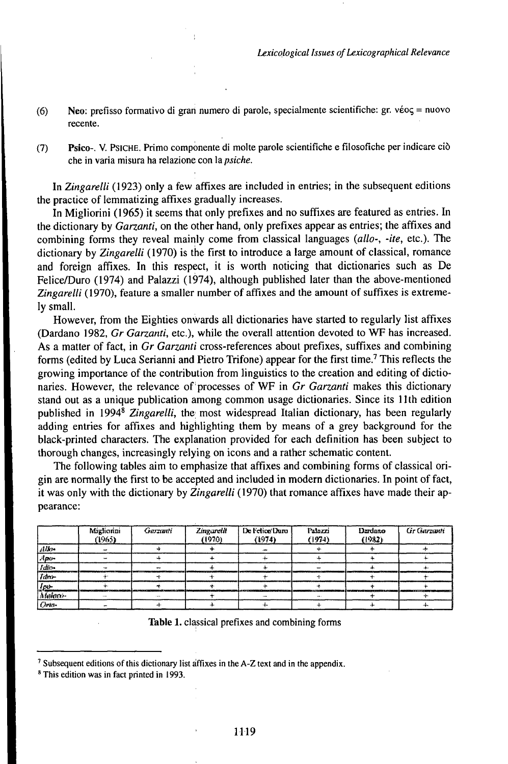(6) **Neo**: prefisso formativo di gran numero di parole, specialmente scientifiche: gr. νέος = nuovo recente.

(7) **Psico-**. V. PSICHE. Primo componente di molte parole scientifiche e filosofiche per indicare ciò che in varia misura ha relazione con la *psiche*.

In *Zingarelli* (1923) only a few affixes are included in entries; in the subsequent editions the practice of lemmatizing affixes gradually increases.

In Migliorini (1965) it seems that only prefixes and no suffixes are featured as entries. In the dictionary by *Garzanti*, on the other hand, only prefixes appear as entries; the affixes and combining forms they reveal mainly come from classical languages (*allo-*, *-ite*, etc.). The dictionary by *Zingarelli* (1970) is the first to introduce a large amount of classical, romance and foreign affixes. In this respect, it is worth noticing that dictionaries such as De Felice/Duro (1974) and Palazzi (1974), although published later than the above-mentioned *Zingarelli* (1970), feature a smaller number of affixes and the amount of suffixes is extremely small.

However, from the Eighties onwards all dictionaries have started to regularly list affixes (Dardano 1982, *Gr Garzanti*, etc.), while the overall attention devoted to WF has increased. As a matter of fact, in *Gr Garzanti* cross-references about prefixes, suffixes and combining forms (edited by Luca Serianni and Pietro Trifone) appear for the first time.[7] This reflects the growing importance of the contribution from linguistics to the creation and editing of dictionaries. However, the relevance of processes of WF in *Gr Garzanti* makes this dictionary stand out as a unique publication among common usage dictionaries. Since its 11th edition published in 1994[8] *Zingarelli*, the most widespread Italian dictionary, has been regularly adding entries for affixes and highlighting them by means of a grey background for the black-printed characters. The explanation provided for each definition has been subject to thorough changes, increasingly relying on icons and a rather schematic content.

The following tables aim to emphasize that affixes and combining forms of classical origin are normally the first to be accepted and included in modern dictionaries. In point of fact, it was only with the dictionary by *Zingarelli* (1970) that romance affixes have made their appearance:

| | Migliorini (1965) | *Garzanti* | *Zingarelli* (1970) | De Felice/Duro (1974) | Palazzi (1974) | Dardano (1982) | *Gr Garzanti* |
|---|---|---|---|---|---|---|---|
| *Allo-* | – | + | + | – | + | + | + |
| *Apo-* | – | + | + | + | + | + | + |
| *Idio-* | – | – | + | + | – | + | + |
| *Idro-* | + | + | + | + | + | + | + |
| *Ipo-* | + | + | + | + | + | + | + |
| *Malaco-* | – | – | + | – | – | + | + |
| *Orto-* | – | + | + | + | + | + | + |

**Table 1.** classical prefixes and combining forms

[7] Subsequent editions of this dictionary list affixes in the A-Z text and in the appendix.

[8] This edition was in fact printed in 1993.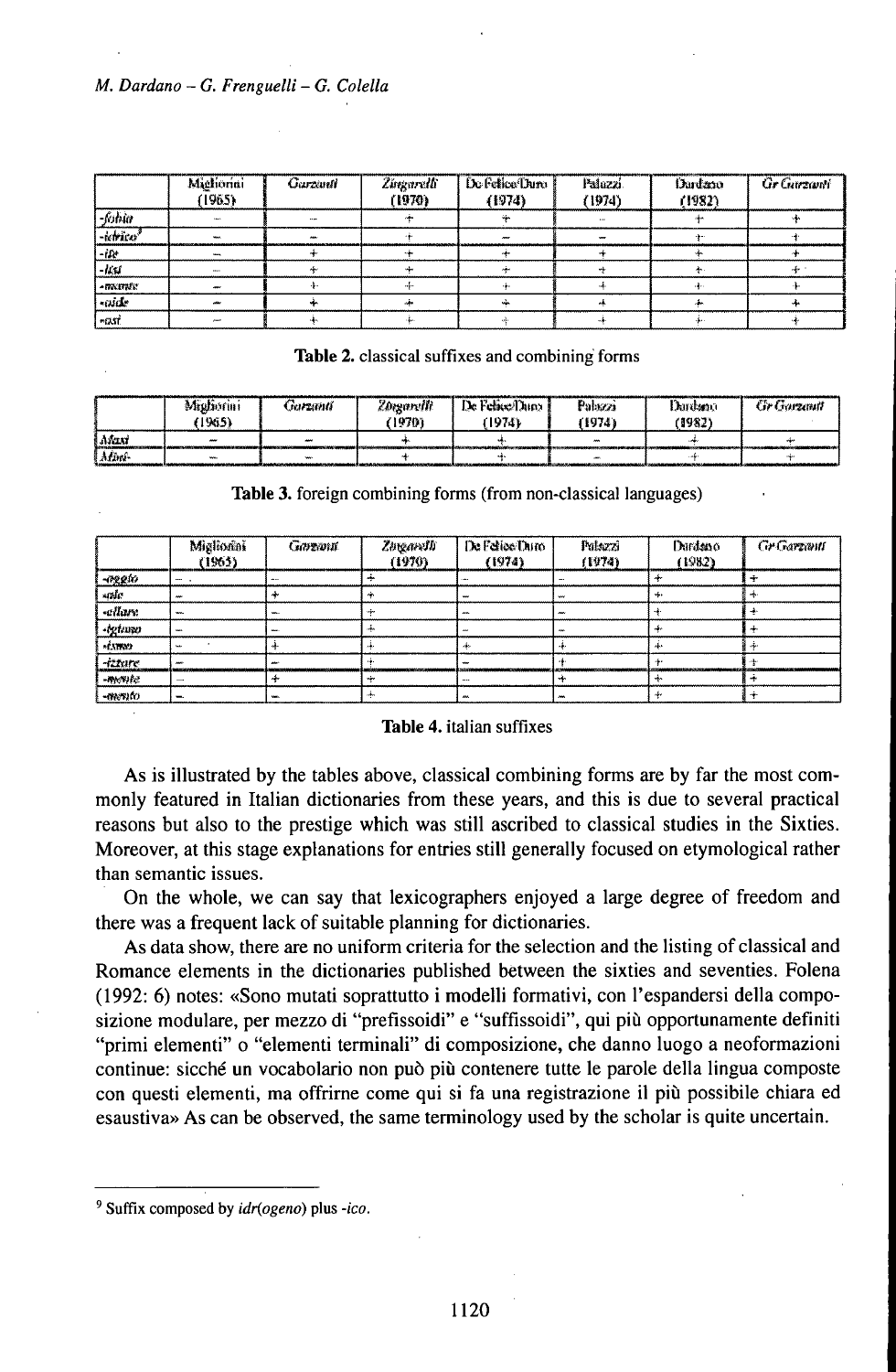|  | Migliorini (1965) | *Garzanti* | *Zingarelli* (1970) | De Felice/Duro (1974) | Palazzi (1974) | Dardano (1982) | *Gr Garzanti* |
|---|---|---|---|---|---|---|---|
| *-fobia* | – | – | + | + | – | + | + |
| *-idrico*[9] | – | – | + | – | – | + | + |
| *-ite* | – | + | + | + | + | + | + |
| *-lisi* | – | + | + | + | + | + | + |
| *-mante* | – | + | + | + | + | + | + |
| *-oide* | – | + | + | + | + | + | + |
| *-osi* | – | + | + | + | + | + | + |

**Table 2.** classical suffixes and combining forms

|  | Migliorini (1965) | *Garzanti* | *Zingarelli* (1970) | De Felice/Duro (1974) | Palazzi (1974) | Dardano (1982) | *Gr Garzanti* |
|---|---|---|---|---|---|---|---|
| *Maxi* | – | – | + | + | – | + | + |
| *Mini-* | – | – | + | + | – | + | + |

**Table 3.** foreign combining forms (from non-classical languages)

|  | Migliorini (1965) | *Garzanti* | *Zingarelli* (1970) | De Felice/Duro (1974) | Palazzi (1974) | Dardano (1982) | *Gr Garzanti* |
|---|---|---|---|---|---|---|---|
| *-eggio* | – | – | + | – | – | + | + |
| *-ale* | – | + | + | – | – | + | + |
| *-ellare* | – | – | + | – | – | + | + |
| *-ificare* | – | – | + | – | – | + | + |
| *-ismo* | – | + | + | + | + | + | + |
| *-izzare* | – | – | + | – | + | + | + |
| *-mente* | – | + | + | – | + | + | + |
| *-mento* | – | – | + | – | – | + | + |

**Table 4.** italian suffixes

As is illustrated by the tables above, classical combining forms are by far the most commonly featured in Italian dictionaries from these years, and this is due to several practical reasons but also to the prestige which was still ascribed to classical studies in the Sixties. Moreover, at this stage explanations for entries still generally focused on etymological rather than semantic issues.

On the whole, we can say that lexicographers enjoyed a large degree of freedom and there was a frequent lack of suitable planning for dictionaries.

As data show, there are no uniform criteria for the selection and the listing of classical and Romance elements in the dictionaries published between the sixties and seventies. Folena (1992: 6) notes: «Sono mutati soprattutto i modelli formativi, con l'espandersi della composizione modulare, per mezzo di "prefissoidi" e "suffissoidi", qui più opportunamente definiti "primi elementi" o "elementi terminali" di composizione, che danno luogo a neoformazioni continue: sicché un vocabolario non può più contenere tutte le parole della lingua composte con questi elementi, ma offrirne come qui si fa una registrazione il più possibile chiara ed esaustiva» As can be observed, the same terminology used by the scholar is quite uncertain.

---

[9] Suffix composed by *idr(ogeno)* plus *-ico*.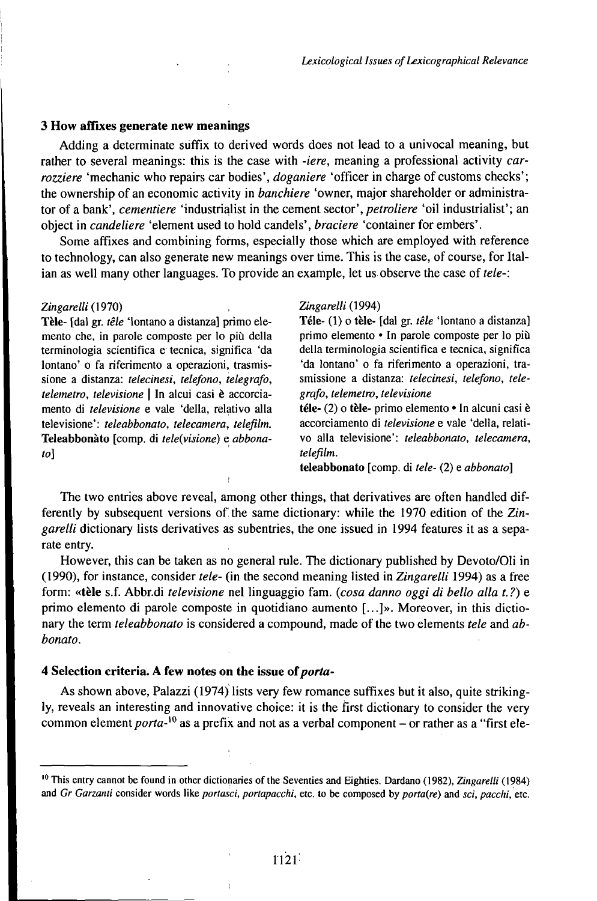## 3 How affixes generate new meanings

Adding a determinate suffix to derived words does not lead to a univocal meaning, but rather to several meanings: this is the case with *-iere*, meaning a professional activity *carrozziere* 'mechanic who repairs car bodies', *doganiere* 'officer in charge of customs checks'; the ownership of an economic activity in *banchiere* 'owner, major shareholder or administrator of a bank', *cementiere* 'industrialist in the cement sector', *petroliere* 'oil industrialist'; an object in *candeliere* 'element used to hold candels', *braciere* 'container for embers'.

Some affixes and combining forms, especially those which are employed with reference to technology, can also generate new meanings over time. This is the case, of course, for Italian as well many other languages. To provide an example, let us observe the case of *tele-*:

*Zingarelli* (1970)

**Tèle-** [dal gr. *têle* 'lontano a distanza] primo elemento che, in parole composte per lo più della terminologia scientifica e tecnica, significa 'da lontano' o fa riferimento a operazioni, trasmissione a distanza: *telecinesi, telefono, telegrafo, telemetro, televisione* | In alcui casi è accorciamento di *televisione* e vale 'della, relativo alla televisione': *teleabbonato, telecamera, telefilm.*
**Teleabbonàto** [comp. di *tele(visione)* e *abbonato*]

*Zingarelli* (1994)

**Téle-** (1) o **tèle-** [dal gr. *têle* 'lontano a distanza] primo elemento • In parole composte per lo più della terminologia scientifica e tecnica, significa 'da lontano' o fa riferimento a operazioni, trasmissione a distanza: *telecinesi, telefono, telegrafo, telemetro, televisione*
**téle-** (2) o **tèle-** primo elemento • In alcuni casi è accorciamento di *televisione* e vale 'della, relativo alla televisione': *teleabbonato, telecamera, telefilm.*
**teleabbonato** [comp. di *tele-* (2) e *abbonato*]

The two entries above reveal, among other things, that derivatives are often handled differently by subsequent versions of the same dictionary: while the 1970 edition of the *Zingarelli* dictionary lists derivatives as subentries, the one issued in 1994 features it as a separate entry.

However, this can be taken as no general rule. The dictionary published by Devoto/Oli in (1990), for instance, consider *tele-* (in the second meaning listed in *Zingarelli* 1994) as a free form: «**tèle** s.f. Abbr.di *televisione* nel linguaggio fam. (*cosa danno oggi di bello alla t.?*) e primo elemento di parole composte in quotidiano aumento [...]». Moreover, in this dictionary the term *teleabbonato* is considered a compound, made of the two elements *tele* and *abbonato*.

## 4 Selection criteria. A few notes on the issue of *porta-*

As shown above, Palazzi (1974) lists very few romance suffixes but it also, quite strikingly, reveals an interesting and innovative choice: it is the first dictionary to consider the very common element *porta-*[10] as a prefix and not as a verbal component – or rather as a "first ele-

---

[10] This entry cannot be found in other dictionaries of the Seventies and Eighties. Dardano (1982), *Zingarelli* (1984) and *Gr Garzanti* consider words like *portasci, portapacchi*, etc. to be composed by *porta(re)* and *sci, pacchi*, etc.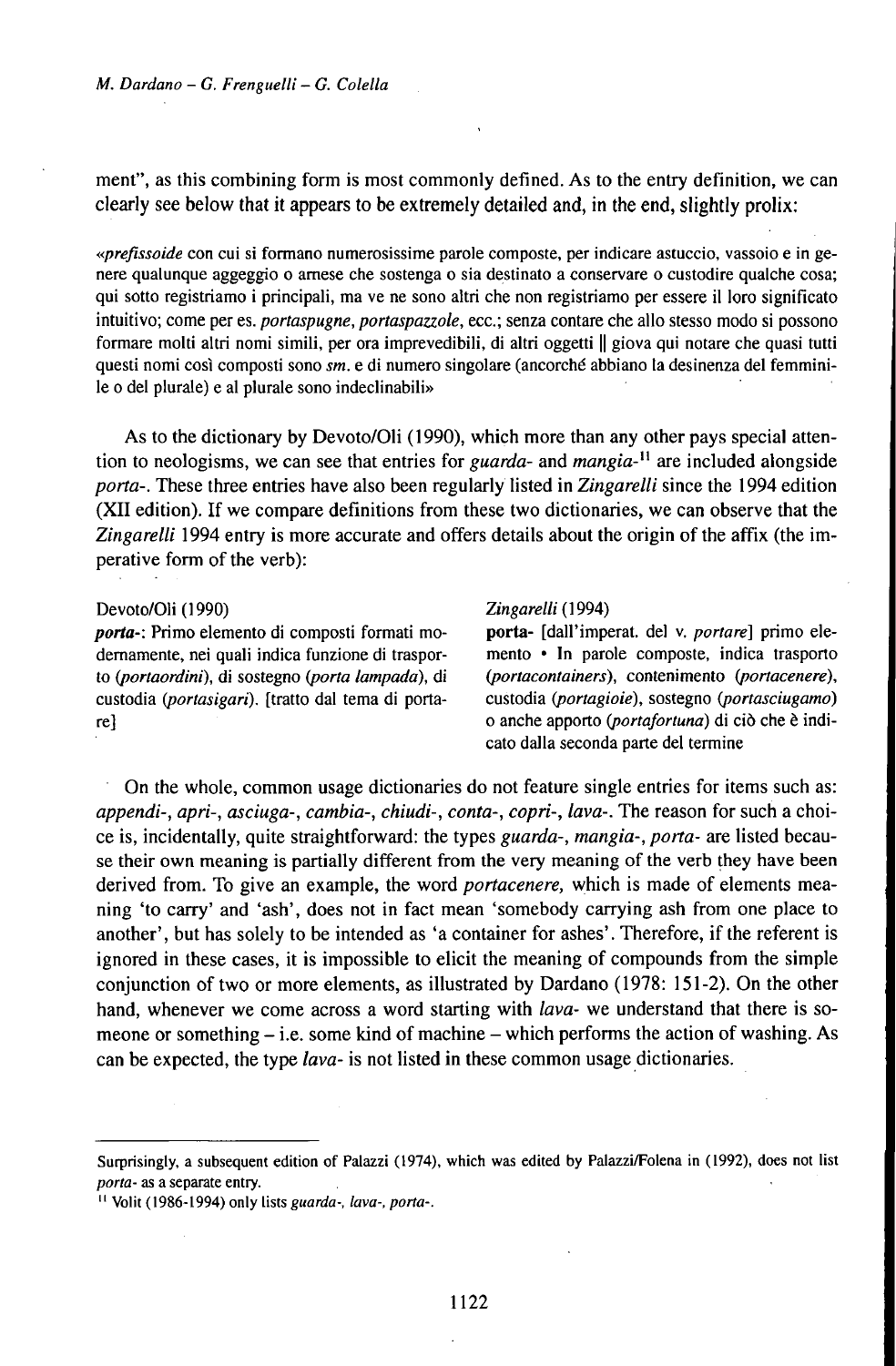ment", as this combining form is most commonly defined. As to the entry definition, we can clearly see below that it appears to be extremely detailed and, in the end, slightly prolix:

«*prefissoide* con cui si formano numerosissime parole composte, per indicare astuccio, vassoio e in genere qualunque aggeggio o arnese che sostenga o sia destinato a conservare o custodire qualche cosa; qui sotto registriamo i principali, ma ve ne sono altri che non registriamo per essere il loro significato intuitivo; come per es. *portaspugne*, *portaspazzole*, ecc.; senza contare che allo stesso modo si possono formare molti altri nomi simili, per ora imprevedibili, di altri oggetti || giova qui notare che quasi tutti questi nomi così composti sono *sm.* e di numero singolare (ancorché abbiano la desinenza del femminile o del plurale) e al plurale sono indeclinabili»

As to the dictionary by Devoto/Oli (1990), which more than any other pays special attention to neologisms, we can see that entries for *guarda-* and *mangia-*[11] are included alongside *porta-*. These three entries have also been regularly listed in *Zingarelli* since the 1994 edition (XII edition). If we compare definitions from these two dictionaries, we can observe that the *Zingarelli* 1994 entry is more accurate and offers details about the origin of the affix (the imperative form of the verb):

Devoto/Oli (1990)
***porta-***: Primo elemento di composti formati modernamente, nei quali indica funzione di trasporto (*portaordini*), di sostegno (*porta lampada*), di custodia (*portasigari*). [tratto dal tema di portare]

*Zingarelli* (1994)
**porta-** [dall'imperat. del v. *portare*] primo elemento • In parole composte, indica trasporto (*portacontainers*), contenimento (*portacenere*), custodia (*portagioie*), sostegno (*portasciugamo*) o anche apporto (*portafortuna*) di ciò che è indicato dalla seconda parte del termine

On the whole, common usage dictionaries do not feature single entries for items such as: *appendi-*, *apri-*, *asciuga-*, *cambia-*, *chiudi-*, *conta-*, *copri-*, *lava-*. The reason for such a choice is, incidentally, quite straightforward: the types *guarda-*, *mangia-*, *porta-* are listed because their own meaning is partially different from the very meaning of the verb they have been derived from. To give an example, the word *portacenere*, which is made of elements meaning 'to carry' and 'ash', does not in fact mean 'somebody carrying ash from one place to another', but has solely to be intended as 'a container for ashes'. Therefore, if the referent is ignored in these cases, it is impossible to elicit the meaning of compounds from the simple conjunction of two or more elements, as illustrated by Dardano (1978: 151-2). On the other hand, whenever we come across a word starting with *lava-* we understand that there is someone or something – i.e. some kind of machine – which performs the action of washing. As can be expected, the type *lava-* is not listed in these common usage dictionaries.

---

Surprisingly, a subsequent edition of Palazzi (1974), which was edited by Palazzi/Folena in (1992), does not list *porta-* as a separate entry.

[11] Volit (1986-1994) only lists *guarda-*, *lava-*, *porta-*.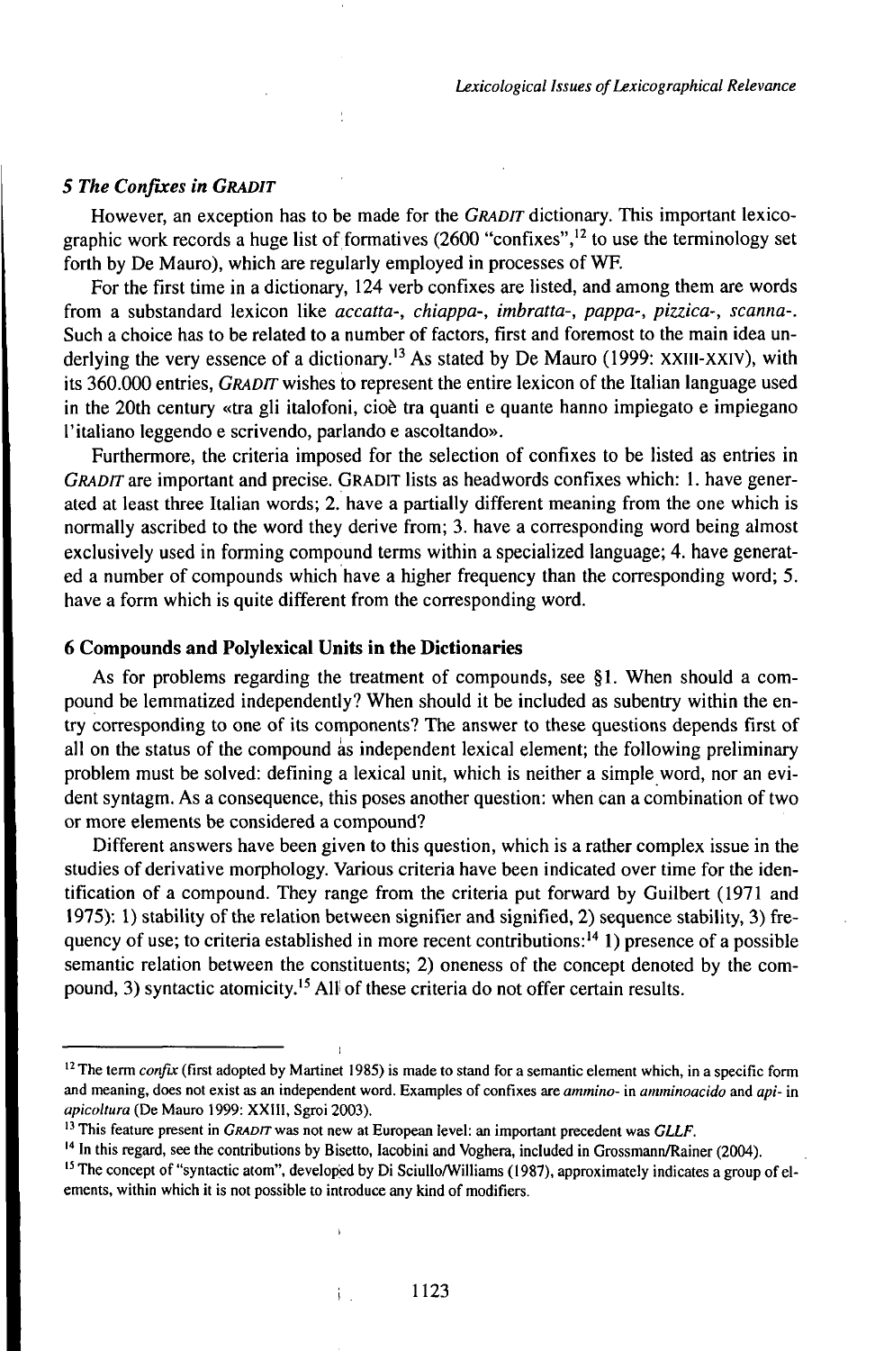### *5 The Confixes in GRADIT*

However, an exception has to be made for the *GRADIT* dictionary. This important lexicographic work records a huge list of formatives (2600 "confixes",[12] to use the terminology set forth by De Mauro), which are regularly employed in processes of WF.

For the first time in a dictionary, 124 verb confixes are listed, and among them are words from a substandard lexicon like *accatta-*, *chiappa-*, *imbratta-*, *pappa-*, *pizzica-*, *scanna-*. Such a choice has to be related to a number of factors, first and foremost to the main idea underlying the very essence of a dictionary.[13] As stated by De Mauro (1999: XXIII-XXIV), with its 360.000 entries, *GRADIT* wishes to represent the entire lexicon of the Italian language used in the 20th century «tra gli italofoni, cioè tra quanti e quante hanno impiegato e impiegano l'italiano leggendo e scrivendo, parlando e ascoltando».

Furthermore, the criteria imposed for the selection of confixes to be listed as entries in *GRADIT* are important and precise. GRADIT lists as headwords confixes which: 1. have generated at least three Italian words; 2. have a partially different meaning from the one which is normally ascribed to the word they derive from; 3. have a corresponding word being almost exclusively used in forming compound terms within a specialized language; 4. have generated a number of compounds which have a higher frequency than the corresponding word; 5. have a form which is quite different from the corresponding word.

### 6 Compounds and Polylexical Units in the Dictionaries

As for problems regarding the treatment of compounds, see §1. When should a compound be lemmatized independently? When should it be included as subentry within the entry corresponding to one of its components? The answer to these questions depends first of all on the status of the compound as independent lexical element; the following preliminary problem must be solved: defining a lexical unit, which is neither a simple word, nor an evident syntagm. As a consequence, this poses another question: when can a combination of two or more elements be considered a compound?

Different answers have been given to this question, which is a rather complex issue in the studies of derivative morphology. Various criteria have been indicated over time for the identification of a compound. They range from the criteria put forward by Guilbert (1971 and 1975): 1) stability of the relation between signifier and signified, 2) sequence stability, 3) frequency of use; to criteria established in more recent contributions:[14] 1) presence of a possible semantic relation between the constituents; 2) oneness of the concept denoted by the compound, 3) syntactic atomicity.[15] All of these criteria do not offer certain results.

---

[12] The term *confix* (first adopted by Martinet 1985) is made to stand for a semantic element which, in a specific form and meaning, does not exist as an independent word. Examples of confixes are *ammino-* in *amminoacido* and *api-* in *apicoltura* (De Mauro 1999: XXIII, Sgroi 2003).

[13] This feature present in *GRADIT* was not new at European level: an important precedent was *GLLF*.

[14] In this regard, see the contributions by Bisetto, Iacobini and Voghera, included in Grossmann/Rainer (2004).

[15] The concept of "syntactic atom", developed by Di Sciullo/Williams (1987), approximately indicates a group of elements, within which it is not possible to introduce any kind of modifiers.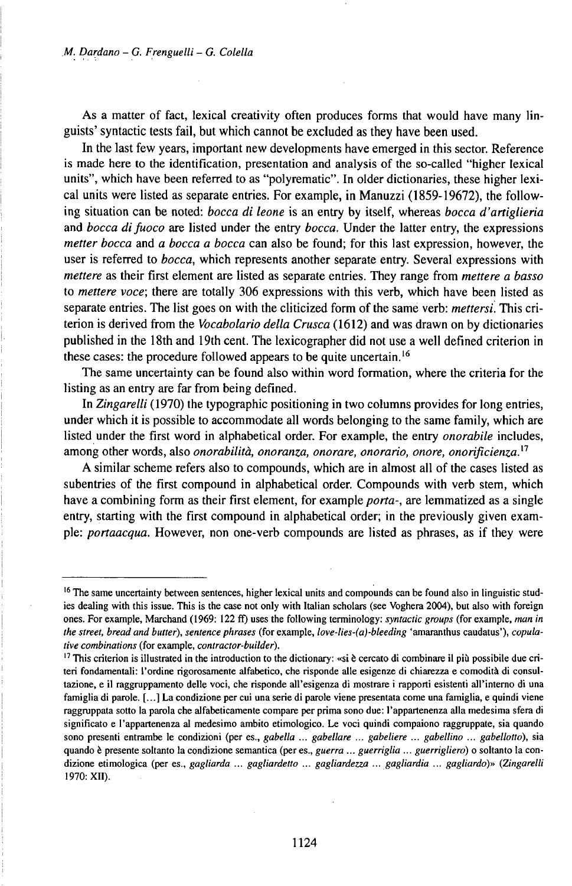As a matter of fact, lexical creativity often produces forms that would have many linguists' syntactic tests fail, but which cannot be excluded as they have been used.

In the last few years, important new developments have emerged in this sector. Reference is made here to the identification, presentation and analysis of the so-called "higher lexical units", which have been referred to as "polyrematic". In older dictionaries, these higher lexical units were listed as separate entries. For example, in Manuzzi (1859-19672), the following situation can be noted: *bocca di leone* is an entry by itself, whereas *bocca d'artiglieria* and *bocca di fuoco* are listed under the entry *bocca*. Under the latter entry, the expressions *metter bocca* and *a bocca a bocca* can also be found; for this last expression, however, the user is referred to *bocca*, which represents another separate entry. Several expressions with *mettere* as their first element are listed as separate entries. They range from *mettere a basso* to *mettere voce*; there are totally 306 expressions with this verb, which have been listed as separate entries. The list goes on with the cliticized form of the same verb: *mettersi*. This criterion is derived from the *Vocabolario della Crusca* (1612) and was drawn on by dictionaries published in the 18th and 19th cent. The lexicographer did not use a well defined criterion in these cases: the procedure followed appears to be quite uncertain.[16]

The same uncertainty can be found also within word formation, where the criteria for the listing as an entry are far from being defined.

In *Zingarelli* (1970) the typographic positioning in two columns provides for long entries, under which it is possible to accommodate all words belonging to the same family, which are listed under the first word in alphabetical order. For example, the entry *onorabile* includes, among other words, also *onorabilità, onoranza, onorare, onorario, onore, onorificienza*.[17]

A similar scheme refers also to compounds, which are in almost all of the cases listed as subentries of the first compound in alphabetical order. Compounds with verb stem, which have a combining form as their first element, for example *porta-*, are lemmatized as a single entry, starting with the first compound in alphabetical order; in the previously given example: *portaacqua*. However, non one-verb compounds are listed as phrases, as if they were

---

[16] The same uncertainty between sentences, higher lexical units and compounds can be found also in linguistic studies dealing with this issue. This is the case not only with Italian scholars (see Voghera 2004), but also with foreign ones. For example, Marchand (1969: 122 ff) uses the following terminology: *syntactic groups* (for example, *man in the street, bread and butter*), *sentence phrases* (for example, *love-lies-(a)-bleeding* 'amaranthus caudatus'), *copulative combinations* (for example, *contractor-builder*).

[17] This criterion is illustrated in the introduction to the dictionary: «si è cercato di combinare il più possibile due criteri fondamentali: l'ordine rigorosamente alfabetico, che risponde alle esigenze di chiarezza e comodità di consultazione, e il raggruppamento delle voci, che risponde all'esigenza di mostrare i rapporti esistenti all'interno di una famiglia di parole. [...] La condizione per cui una serie di parole viene presentata come una famiglia, e quindi viene raggruppata sotto la parola che alfabeticamente compare per prima sono due: l'appartenenza alla medesima sfera di significato e l'appartenenza al medesimo ambito etimologico. Le voci quindi compaiono raggruppate, sia quando sono presenti entrambe le condizioni (per es., *gabella ... gabellare ... gabeliere ... gabellino ... gabellotto*), sia quando è presente soltanto la condizione semantica (per es., *guerra ... guerriglia ... guerrigliero*) o soltanto la condizione etimologica (per es., *gagliarda ... gagliardetto ... gagliardezza ... gagliardia ... gagliardo*)» (*Zingarelli* 1970: XII).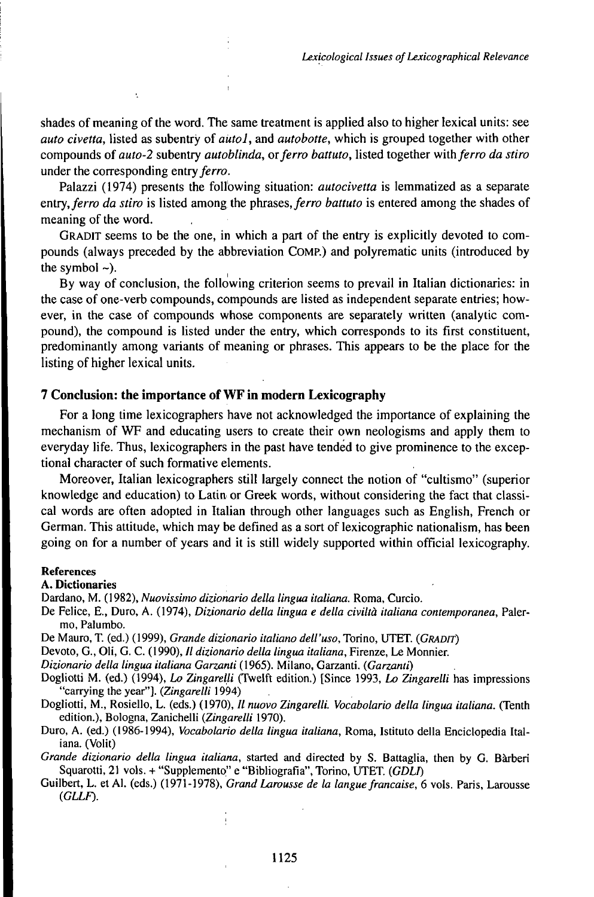shades of meaning of the word. The same treatment is applied also to higher lexical units: see *auto civetta*, listed as subentry of *auto1*, and *autobotte*, which is grouped together with other compounds of *auto-2* subentry *autoblinda*, or *ferro battuto*, listed together with *ferro da stiro* under the corresponding entry *ferro*.

Palazzi (1974) presents the following situation: *autocivetta* is lemmatized as a separate entry, *ferro da stiro* is listed among the phrases, *ferro battuto* is entered among the shades of meaning of the word.

GRADIT seems to be the one, in which a part of the entry is explicitly devoted to compounds (always preceded by the abbreviation COMP.) and polyrematic units (introduced by the symbol ~).

By way of conclusion, the following criterion seems to prevail in Italian dictionaries: in the case of one-verb compounds, compounds are listed as independent separate entries; however, in the case of compounds whose components are separately written (analytic compound), the compound is listed under the entry, which corresponds to its first constituent, predominantly among variants of meaning or phrases. This appears to be the place for the listing of higher lexical units.

## 7 Conclusion: the importance of WF in modern Lexicography

For a long time lexicographers have not acknowledged the importance of explaining the mechanism of WF and educating users to create their own neologisms and apply them to everyday life. Thus, lexicographers in the past have tended to give prominence to the exceptional character of such formative elements.

Moreover, Italian lexicographers still largely connect the notion of "cultismo" (superior knowledge and education) to Latin or Greek words, without considering the fact that classical words are often adopted in Italian through other languages such as English, French or German. This attitude, which may be defined as a sort of lexicographic nationalism, has been going on for a number of years and it is still widely supported within official lexicography.

### References

#### A. Dictionaries

Dardano, M. (1982), *Nuovissimo dizionario della lingua italiana*. Roma, Curcio.

De Felice, E., Duro, A. (1974), *Dizionario della lingua e della civiltà italiana contemporanea*, Palermo, Palumbo.

De Mauro, T. (ed.) (1999), *Grande dizionario italiano dell'uso*, Torino, UTET. (*GRADIT*)

Devoto, G., Oli, G. C. (1990), *Il dizionario della lingua italiana*, Firenze, Le Monnier.

*Dizionario della lingua italiana Garzanti* (1965). Milano, Garzanti. (*Garzanti*)

Dogliotti M. (ed.) (1994), *Lo Zingarelli* (Twelft edition.) [Since 1993, *Lo Zingarelli* has impressions "carrying the year"]. (*Zingarelli* 1994)

Dogliotti, M., Rosiello, L. (eds.) (1970), *Il nuovo Zingarelli. Vocabolario della lingua italiana*. (Tenth edition.), Bologna, Zanichelli (*Zingarelli* 1970).

Duro, A. (ed.) (1986-1994), *Vocabolario della lingua italiana*, Roma, Istituto della Enciclopedia Italiana. (Volit)

*Grande dizionario della lingua italiana*, started and directed by S. Battaglia, then by G. Bàrberi Squarotti, 21 vols. + "Supplemento" e "Bibliografia", Torino, UTET. (*GDLI*)

Guilbert, L. et Al. (eds.) (1971-1978), *Grand Larousse de la langue francaise*, 6 vols. Paris, Larousse (*GLLF*).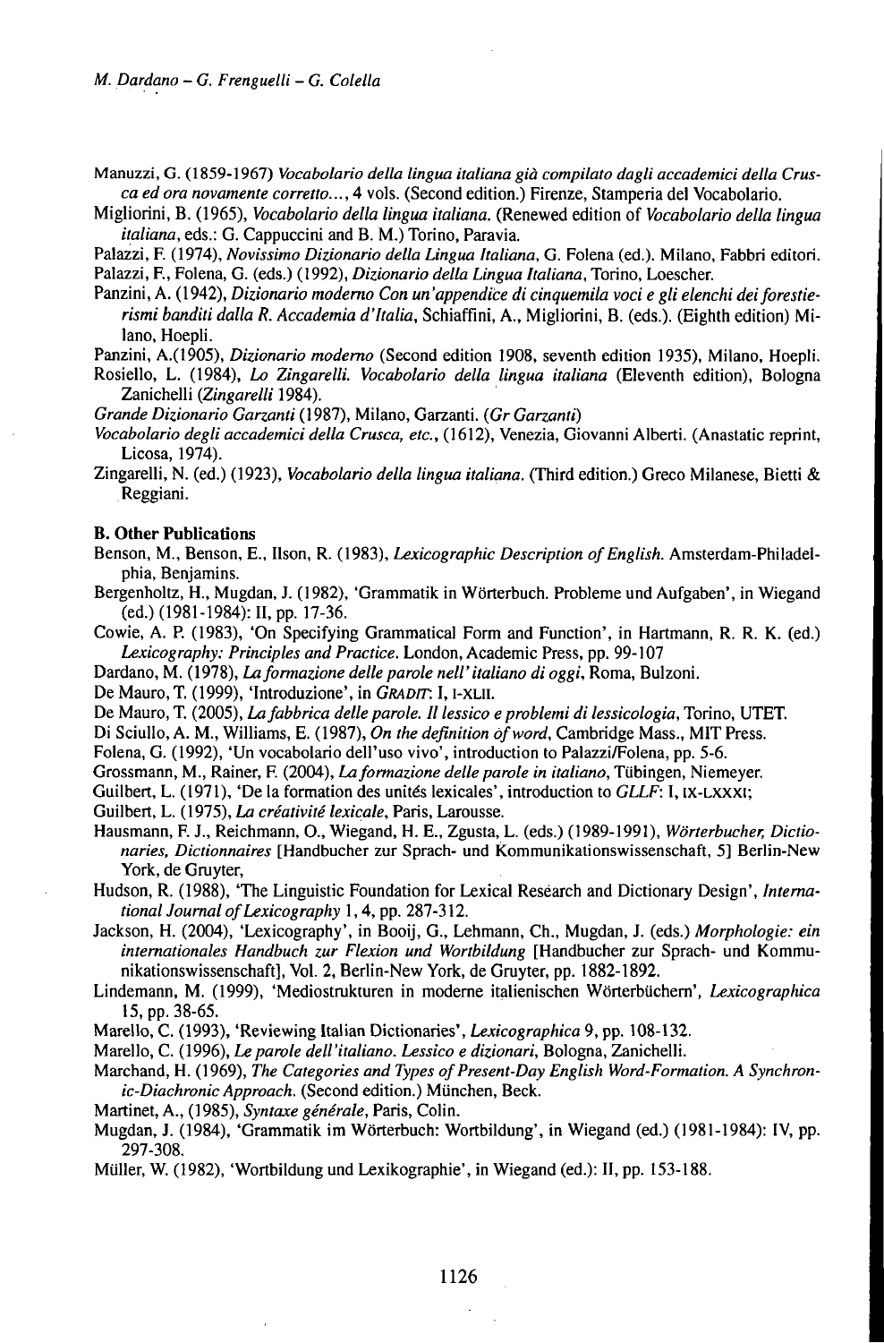Manuzzi, G. (1859-1967) *Vocabolario della lingua italiana già compilato dagli accademici della Crusca ed ora novamente corretto...*, 4 vols. (Second edition.) Firenze, Stamperia del Vocabolario.

Migliorini, B. (1965), *Vocabolario della lingua italiana*. (Renewed edition of *Vocabolario della lingua italiana*, eds.: G. Cappuccini and B. M.) Torino, Paravia.

Palazzi, F. (1974), *Novissimo Dizionario della Lingua Italiana*, G. Folena (ed.). Milano, Fabbri editori.

Palazzi, F., Folena, G. (eds.) (1992), *Dizionario della Lingua Italiana*, Torino, Loescher.

Panzini, A. (1942), *Dizionario moderno Con un'appendice di cinquemila voci e gli elenchi dei forestierismi banditi dalla R. Accademia d'Italia*, Schiaffini, A., Migliorini, B. (eds.). (Eighth edition) Milano, Hoepli.

Panzini, A.(1905), *Dizionario moderno* (Second edition 1908, seventh edition 1935), Milano, Hoepli.

Rosiello, L. (1984), *Lo Zingarelli. Vocabolario della lingua italiana* (Eleventh edition), Bologna Zanichelli (*Zingarelli* 1984).

*Grande Dizionario Garzanti* (1987), Milano, Garzanti. (*Gr Garzanti*)

*Vocabolario degli accademici della Crusca, etc.*, (1612), Venezia, Giovanni Alberti. (Anastatic reprint, Licosa, 1974).

Zingarelli, N. (ed.) (1923), *Vocabolario della lingua italiana*. (Third edition.) Greco Milanese, Bietti & Reggiani.

**B. Other Publications**

Benson, M., Benson, E., Ilson, R. (1983), *Lexicographic Description of English*. Amsterdam-Philadelphia, Benjamins.

Bergenholtz, H., Mugdan, J. (1982), 'Grammatik in Wörterbuch. Probleme und Aufgaben', in Wiegand (ed.) (1981-1984): II, pp. 17-36.

Cowie, A. P. (1983), 'On Specifying Grammatical Form and Function', in Hartmann, R. R. K. (ed.) *Lexicography: Principles and Practice*. London, Academic Press, pp. 99-107

Dardano, M. (1978), *La formazione delle parole nell'italiano di oggi*, Roma, Bulzoni.

De Mauro, T. (1999), 'Introduzione', in *GRADIT*: I, I-XLII.

De Mauro, T. (2005), *La fabbrica delle parole. Il lessico e problemi di lessicologia*, Torino, UTET.

Di Sciullo, A. M., Williams, E. (1987), *On the definition of word*, Cambridge Mass., MIT Press.

Folena, G. (1992), 'Un vocabolario dell'uso vivo', introduction to Palazzi/Folena, pp. 5-6.

Grossmann, M., Rainer, F. (2004), *La formazione delle parole in italiano*, Tübingen, Niemeyer.

Guilbert, L. (1971), 'De la formation des unités lexicales', introduction to *GLLF*: I, IX-LXXXI;

Guilbert, L. (1975), *La créativité lexicale*, Paris, Larousse.

Hausmann, F. J., Reichmann, O., Wiegand, H. E., Zgusta, L. (eds.) (1989-1991), *Wörterbucher, Dictionaries, Dictionnaires* [Handbucher zur Sprach- und Kommunikationswissenschaft, 5] Berlin-New York, de Gruyter,

Hudson, R. (1988), 'The Linguistic Foundation for Lexical Research and Dictionary Design', *International Journal of Lexicography* 1, 4, pp. 287-312.

Jackson, H. (2004), 'Lexicography', in Booij, G., Lehmann, Ch., Mugdan, J. (eds.) *Morphologie: ein internationales Handbuch zur Flexion und Wortbildung* [Handbucher zur Sprach- und Kommunikationswissenschaft], Vol. 2, Berlin-New York, de Gruyter, pp. 1882-1892.

Lindemann, M. (1999), 'Mediostrukturen in moderne italienischen Wörterbüchern', *Lexicographica* 15, pp. 38-65.

Marello, C. (1993), 'Reviewing Italian Dictionaries', *Lexicographica* 9, pp. 108-132.

Marello, C. (1996), *Le parole dell'italiano. Lessico e dizionari*, Bologna, Zanichelli.

Marchand, H. (1969), *The Categories and Types of Present-Day English Word-Formation. A Synchronic-Diachronic Approach*. (Second edition.) München, Beck.

Martinet, A., (1985), *Syntaxe générale*, Paris, Colin.

Mugdan, J. (1984), 'Grammatik im Wörterbuch: Wortbildung', in Wiegand (ed.) (1981-1984): IV, pp. 297-308.

Müller, W. (1982), 'Wortbildung und Lexikographie', in Wiegand (ed.): II, pp. 153-188.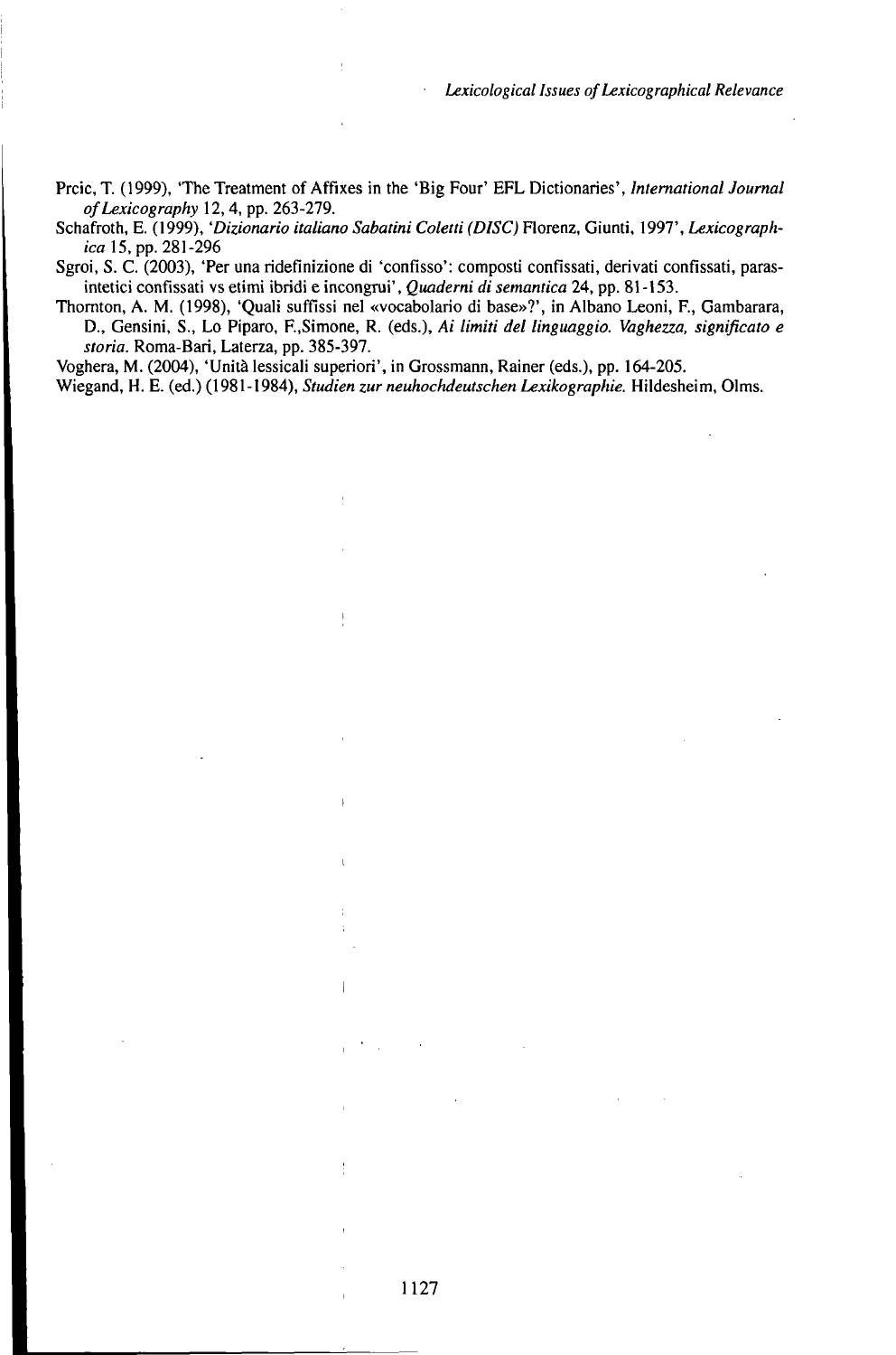Prcic, T. (1999), 'The Treatment of Affixes in the 'Big Four' EFL Dictionaries', *International Journal of Lexicography* 12, 4, pp. 263-279.

Schafroth, E. (1999), '*Dizionario italiano Sabatini Coletti (DISC)* Florenz, Giunti, 1997', *Lexicographica* 15, pp. 281-296

Sgroi, S. C. (2003), 'Per una ridefinizione di 'confisso': composti confissati, derivati confissati, parasintetici confissati vs etimi ibridi e incongrui', *Quaderni di semantica* 24, pp. 81-153.

Thornton, A. M. (1998), 'Quali suffissi nel «vocabolario di base»?', in Albano Leoni, F., Gambarara, D., Gensini, S., Lo Piparo, F.,Simone, R. (eds.), *Ai limiti del linguaggio. Vaghezza, significato e storia*. Roma-Bari, Laterza, pp. 385-397.

Voghera, M. (2004), 'Unità lessicali superiori', in Grossmann, Rainer (eds.), pp. 164-205.

Wiegand, H. E. (ed.) (1981-1984), *Studien zur neuhochdeutschen Lexikographie*. Hildesheim, Olms.